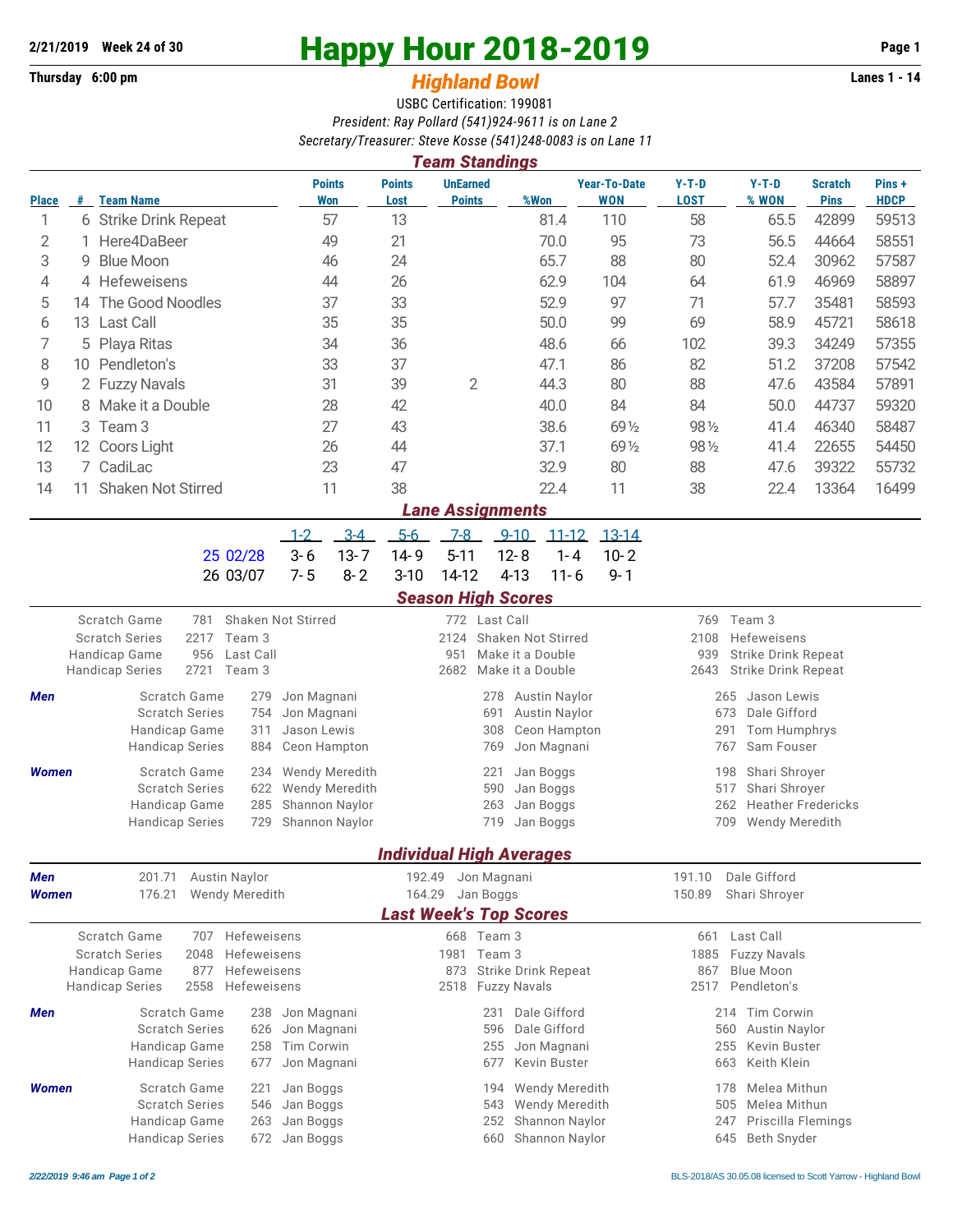2/21/2019 Week 24 of 30

Thursday 6:00 pm

# Happy Hour 2018-2019

## *Highland Bowl*

Lanes 1 - 14

USBC Certification: 199081

*President: Ray Pollard (541)924-9611 is on Lane 2*

*Secretary/Treasurer: Steve Kosse (541)248-0083 is on Lane 11*

### *Team Standings*

| Place | # | Team Name | Points Won | Points Lost | UnEarned Points | %Won | Year-To-Date WON | Y-T-D LOST | Y-T-D % WON | Scratch Pins | Pins + HDCP |
|---|---|---|---|---|---|---|---|---|---|---|---|
| 1 | 6 | Strike Drink Repeat | 57 | 13 | | 81.4 | 110 | 58 | 65.5 | 42899 | 59513 |
| 2 | 1 | Here4DaBeer | 49 | 21 | | 70.0 | 95 | 73 | 56.5 | 44664 | 58551 |
| 3 | 9 | Blue Moon | 46 | 24 | | 65.7 | 88 | 80 | 52.4 | 30962 | 57587 |
| 4 | 4 | Hefeweisens | 44 | 26 | | 62.9 | 104 | 64 | 61.9 | 46969 | 58897 |
| 5 | 14 | The Good Noodles | 37 | 33 | | 52.9 | 97 | 71 | 57.7 | 35481 | 58593 |
| 6 | 13 | Last Call | 35 | 35 | | 50.0 | 99 | 69 | 58.9 | 45721 | 58618 |
| 7 | 5 | Playa Ritas | 34 | 36 | | 48.6 | 66 | 102 | 39.3 | 34249 | 57355 |
| 8 | 10 | Pendleton's | 33 | 37 | | 47.1 | 86 | 82 | 51.2 | 37208 | 57542 |
| 9 | 2 | Fuzzy Navals | 31 | 39 | 2 | 44.3 | 80 | 88 | 47.6 | 43584 | 57891 |
| 10 | 8 | Make it a Double | 28 | 42 | | 40.0 | 84 | 84 | 50.0 | 44737 | 59320 |
| 11 | 3 | Team 3 | 27 | 43 | | 38.6 | 69½ | 98½ | 41.4 | 46340 | 58487 |
| 12 | 12 | Coors Light | 26 | 44 | | 37.1 | 69½ | 98½ | 41.4 | 22655 | 54450 |
| 13 | 7 | CadiLac | 23 | 47 | | 32.9 | 80 | 88 | 47.6 | 39322 | 55732 |
| 14 | 11 | Shaken Not Stirred | 11 | 38 | | 22.4 | 11 | 38 | 22.4 | 13364 | 16499 |

### *Lane Assignments*

| | 1-2 | 3-4 | 5-6 | 7-8 | 9-10 | 11-12 | 13-14 |
|---|---|---|---|---|---|---|---|
| 25 02/28 | 3- 6 | 13- 7 | 14- 9 | 5-11 | 12- 8 | 1- 4 | 10- 2 |
| 26 03/07 | 7- 5 | 8- 2 | 3-10 | 14-12 | 4-13 | 11- 6 | 9- 1 |

### *Season High Scores*

| | | | | | | |
|---|---|---|---|---|---|---|
| Scratch Game | 781 | Shaken Not Stirred | 772 | Last Call | 769 | Team 3 |
| Scratch Series | 2217 | Team 3 | 2124 | Shaken Not Stirred | 2108 | Hefeweisens |
| Handicap Game | 956 | Last Call | 951 | Make it a Double | 939 | Strike Drink Repeat |
| Handicap Series | 2721 | Team 3 | 2682 | Make it a Double | 2643 | Strike Drink Repeat |

| | | | | | | | |
|---|---|---|---|---|---|---|---|
| ***Men*** | Scratch Game | 279 | Jon Magnani | 278 | Austin Naylor | 265 | Jason Lewis |
| | Scratch Series | 754 | Jon Magnani | 691 | Austin Naylor | 673 | Dale Gifford |
| | Handicap Game | 311 | Jason Lewis | 308 | Ceon Hampton | 291 | Tom Humphrys |
| | Handicap Series | 884 | Ceon Hampton | 769 | Jon Magnani | 767 | Sam Fouser |
| ***Women*** | Scratch Game | 234 | Wendy Meredith | 221 | Jan Boggs | 198 | Shari Shroyer |
| | Scratch Series | 622 | Wendy Meredith | 590 | Jan Boggs | 517 | Shari Shroyer |
| | Handicap Game | 285 | Shannon Naylor | 263 | Jan Boggs | 262 | Heather Fredericks |
| | Handicap Series | 729 | Shannon Naylor | 719 | Jan Boggs | 709 | Wendy Meredith |

### *Individual High Averages*

| | | | | | | |
|---|---|---|---|---|---|---|
| ***Men*** | 201.71 | Austin Naylor | 192.49 | Jon Magnani | 191.10 | Dale Gifford |
| ***Women*** | 176.21 | Wendy Meredith | 164.29 | Jan Boggs | 150.89 | Shari Shroyer |

### *Last Week's Top Scores*

| | | | | | | |
|---|---|---|---|---|---|---|
| Scratch Game | 707 | Hefeweisens | 668 | Team 3 | 661 | Last Call |
| Scratch Series | 2048 | Hefeweisens | 1981 | Team 3 | 1885 | Fuzzy Navals |
| Handicap Game | 877 | Hefeweisens | 873 | Strike Drink Repeat | 867 | Blue Moon |
| Handicap Series | 2558 | Hefeweisens | 2518 | Fuzzy Navals | 2517 | Pendleton's |

| | | | | | | | |
|---|---|---|---|---|---|---|---|
| ***Men*** | Scratch Game | 238 | Jon Magnani | 231 | Dale Gifford | 214 | Tim Corwin |
| | Scratch Series | 626 | Jon Magnani | 596 | Dale Gifford | 560 | Austin Naylor |
| | Handicap Game | 258 | Tim Corwin | 255 | Jon Magnani | 255 | Kevin Buster |
| | Handicap Series | 677 | Jon Magnani | 677 | Kevin Buster | 663 | Keith Klein |
| ***Women*** | Scratch Game | 221 | Jan Boggs | 194 | Wendy Meredith | 178 | Melea Mithun |
| | Scratch Series | 546 | Jan Boggs | 543 | Wendy Meredith | 505 | Melea Mithun |
| | Handicap Game | 263 | Jan Boggs | 252 | Shannon Naylor | 247 | Priscilla Flemings |
| | Handicap Series | 672 | Jan Boggs | 660 | Shannon Naylor | 645 | Beth Snyder |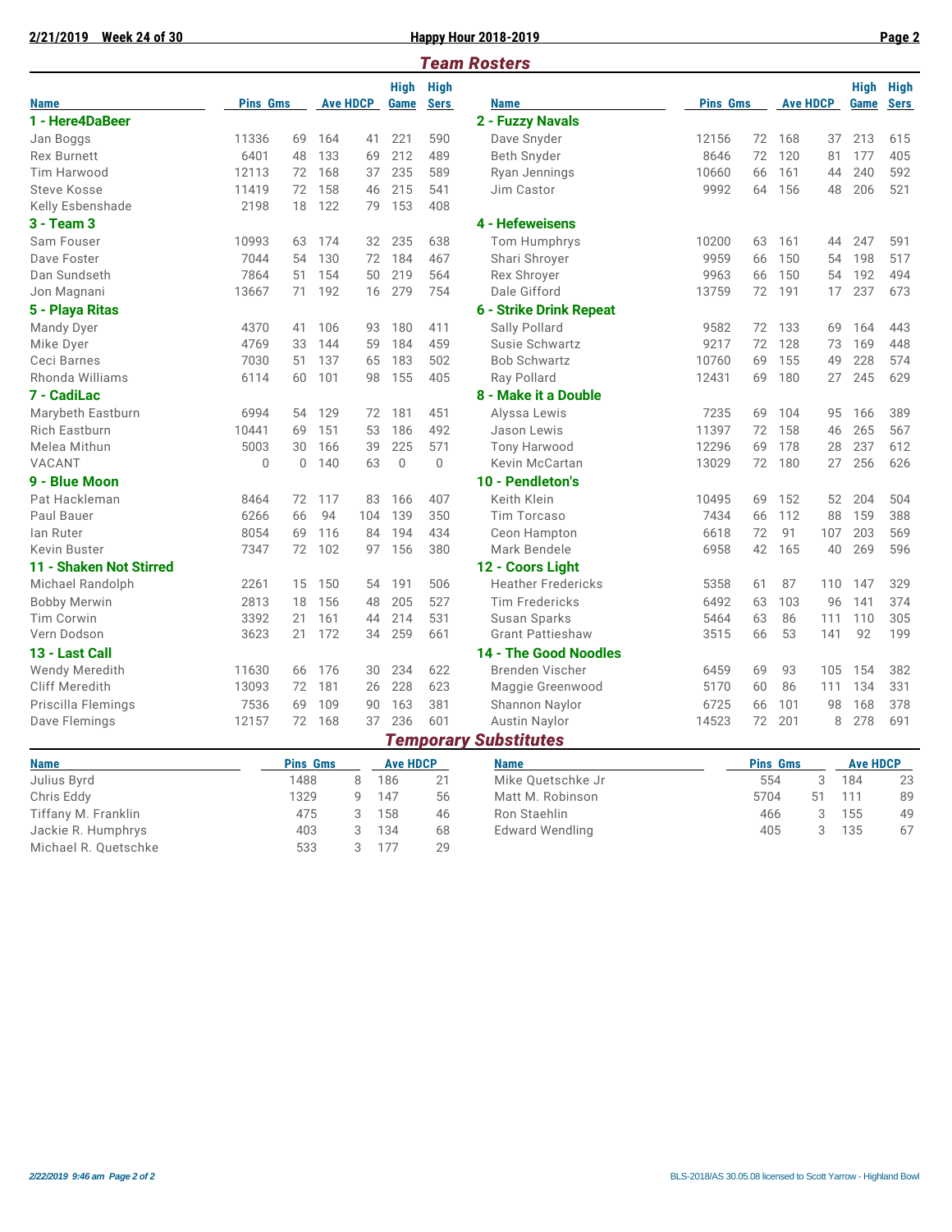## Team Rosters

| Name | Pins | Gms | Ave | HDCP | High Game | High Sers | Name | Pins | Gms | Ave | HDCP | High Game | High Sers |
|---|---|---|---|---|---|---|---|---|---|---|---|---|---|
| **1 - Here4DaBeer** | | | | | | | **2 - Fuzzy Navals** | | | | | | |
| Jan Boggs | 11336 | 69 | 164 | 41 | 221 | 590 | Dave Snyder | 12156 | 72 | 168 | 37 | 213 | 615 |
| Rex Burnett | 6401 | 48 | 133 | 69 | 212 | 489 | Beth Snyder | 8646 | 72 | 120 | 81 | 177 | 405 |
| Tim Harwood | 12113 | 72 | 168 | 37 | 235 | 589 | Ryan Jennings | 10660 | 66 | 161 | 44 | 240 | 592 |
| Steve Kosse | 11419 | 72 | 158 | 46 | 215 | 541 | Jim Castor | 9992 | 64 | 156 | 48 | 206 | 521 |
| Kelly Esbenshade | 2198 | 18 | 122 | 79 | 153 | 408 | | | | | | | |
| **3 - Team 3** | | | | | | | **4 - Hefeweisens** | | | | | | |
| Sam Fouser | 10993 | 63 | 174 | 32 | 235 | 638 | Tom Humphrys | 10200 | 63 | 161 | 44 | 247 | 591 |
| Dave Foster | 7044 | 54 | 130 | 72 | 184 | 467 | Shari Shroyer | 9959 | 66 | 150 | 54 | 198 | 517 |
| Dan Sundseth | 7864 | 51 | 154 | 50 | 219 | 564 | Rex Shroyer | 9963 | 66 | 150 | 54 | 192 | 494 |
| Jon Magnani | 13667 | 71 | 192 | 16 | 279 | 754 | Dale Gifford | 13759 | 72 | 191 | 17 | 237 | 673 |
| **5 - Playa Ritas** | | | | | | | **6 - Strike Drink Repeat** | | | | | | |
| Mandy Dyer | 4370 | 41 | 106 | 93 | 180 | 411 | Sally Pollard | 9582 | 72 | 133 | 69 | 164 | 443 |
| Mike Dyer | 4769 | 33 | 144 | 59 | 184 | 459 | Susie Schwartz | 9217 | 72 | 128 | 73 | 169 | 448 |
| Ceci Barnes | 7030 | 51 | 137 | 65 | 183 | 502 | Bob Schwartz | 10760 | 69 | 155 | 49 | 228 | 574 |
| Rhonda Williams | 6114 | 60 | 101 | 98 | 155 | 405 | Ray Pollard | 12431 | 69 | 180 | 27 | 245 | 629 |
| **7 - CadiLac** | | | | | | | **8 - Make it a Double** | | | | | | |
| Marybeth Eastburn | 6994 | 54 | 129 | 72 | 181 | 451 | Alyssa Lewis | 7235 | 69 | 104 | 95 | 166 | 389 |
| Rich Eastburn | 10441 | 69 | 151 | 53 | 186 | 492 | Jason Lewis | 11397 | 72 | 158 | 46 | 265 | 567 |
| Melea Mithun | 5003 | 30 | 166 | 39 | 225 | 571 | Tony Harwood | 12296 | 69 | 178 | 28 | 237 | 612 |
| VACANT | 0 | 0 | 140 | 63 | 0 | 0 | Kevin McCartan | 13029 | 72 | 180 | 27 | 256 | 626 |
| **9 - Blue Moon** | | | | | | | **10 - Pendleton's** | | | | | | |
| Pat Hackleman | 8464 | 72 | 117 | 83 | 166 | 407 | Keith Klein | 10495 | 69 | 152 | 52 | 204 | 504 |
| Paul Bauer | 6266 | 66 | 94 | 104 | 139 | 350 | Tim Torcaso | 7434 | 66 | 112 | 88 | 159 | 388 |
| Ian Ruter | 8054 | 69 | 116 | 84 | 194 | 434 | Ceon Hampton | 6618 | 72 | 91 | 107 | 203 | 569 |
| Kevin Buster | 7347 | 72 | 102 | 97 | 156 | 380 | Mark Bendele | 6958 | 42 | 165 | 40 | 269 | 596 |
| **11 - Shaken Not Stirred** | | | | | | | **12 - Coors Light** | | | | | | |
| Michael Randolph | 2261 | 15 | 150 | 54 | 191 | 506 | Heather Fredericks | 5358 | 61 | 87 | 110 | 147 | 329 |
| Bobby Merwin | 2813 | 18 | 156 | 48 | 205 | 527 | Tim Fredericks | 6492 | 63 | 103 | 96 | 141 | 374 |
| Tim Corwin | 3392 | 21 | 161 | 44 | 214 | 531 | Susan Sparks | 5464 | 63 | 86 | 111 | 110 | 305 |
| Vern Dodson | 3623 | 21 | 172 | 34 | 259 | 661 | Grant Pattieshaw | 3515 | 66 | 53 | 141 | 92 | 199 |
| **13 - Last Call** | | | | | | | **14 - The Good Noodles** | | | | | | |
| Wendy Meredith | 11630 | 66 | 176 | 30 | 234 | 622 | Brenden Vischer | 6459 | 69 | 93 | 105 | 154 | 382 |
| Cliff Meredith | 13093 | 72 | 181 | 26 | 228 | 623 | Maggie Greenwood | 5170 | 60 | 86 | 111 | 134 | 331 |
| Priscilla Flemings | 7536 | 69 | 109 | 90 | 163 | 381 | Shannon Naylor | 6725 | 66 | 101 | 98 | 168 | 378 |
| Dave Flemings | 12157 | 72 | 168 | 37 | 236 | 601 | Austin Naylor | 14523 | 72 | 201 | 8 | 278 | 691 |

## Temporary Substitutes

| Name | Pins | Gms | Ave | HDCP | Name | Pins | Gms | Ave | HDCP |
|---|---|---|---|---|---|---|---|---|---|
| Julius Byrd | 1488 | 8 | 186 | 21 | Mike Quetschke Jr | 554 | 3 | 184 | 23 |
| Chris Eddy | 1329 | 9 | 147 | 56 | Matt M. Robinson | 5704 | 51 | 111 | 89 |
| Tiffany M. Franklin | 475 | 3 | 158 | 46 | Ron Staehlin | 466 | 3 | 155 | 49 |
| Jackie R. Humphrys | 403 | 3 | 134 | 68 | Edward Wendling | 405 | 3 | 135 | 67 |
| Michael R. Quetschke | 533 | 3 | 177 | 29 | | | | | |